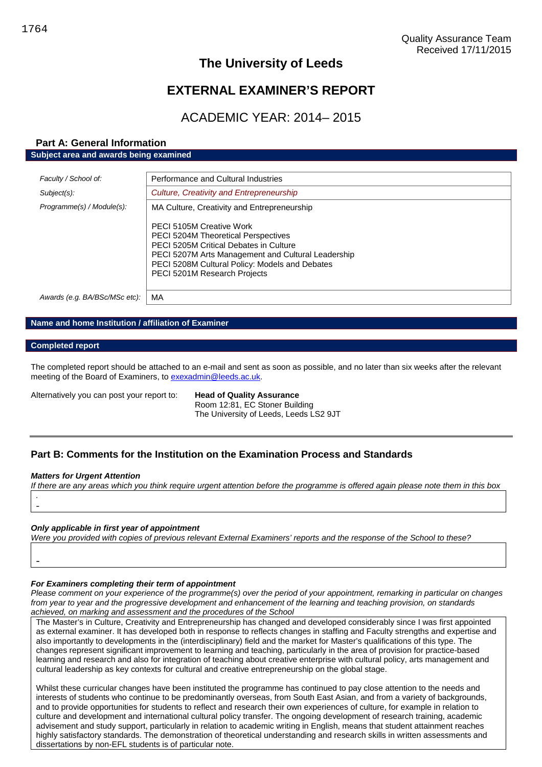1764

Quality Assurance Team
Received 17/11/2015

# The University of Leeds

# EXTERNAL EXAMINER'S REPORT

## ACADEMIC YEAR: 2014– 2015

### Part A: General Information

**Subject area and awards being examined**

| | |
|---|---|
| *Faculty / School of:* | Performance and Cultural Industries |
| *Subject(s):* | *Culture, Creativity and Entrepreneurship* |
| *Programme(s) / Module(s):* | MA Culture, Creativity and Entrepreneurship<br><br>PECI 5105M Creative Work<br>PECI 5204M Theoretical Perspectives<br>PECI 5205M Critical Debates in Culture<br>PECI 5207M Arts Management and Cultural Leadership<br>PECI 5208M Cultural Policy: Models and Debates<br>PECI 5201M Research Projects |
| *Awards (e.g. BA/BSc/MSc etc):* | MA |

**Name and home Institution / affiliation of Examiner**

**Completed report**

The completed report should be attached to an e-mail and sent as soon as possible, and no later than six weeks after the relevant meeting of the Board of Examiners, to exexadmin@leeds.ac.uk.

Alternatively you can post your report to: **Head of Quality Assurance**
Room 12:81, EC Stoner Building
The University of Leeds, Leeds LS2 9JT

### Part B: Comments for the Institution on the Examination Process and Standards

***Matters for Urgent Attention***

*If there are any areas which you think require urgent attention before the programme is offered again please note them in this box*

.
-

***Only applicable in first year of appointment***

*Were you provided with copies of previous relevant External Examiners' reports and the response of the School to these?*

-

***For Examiners completing their term of appointment***

*Please comment on your experience of the programme(s) over the period of your appointment, remarking in particular on changes from year to year and the progressive development and enhancement of the learning and teaching provision, on standards achieved, on marking and assessment and the procedures of the School*

The Master's in Culture, Creativity and Entrepreneurship has changed and developed considerably since I was first appointed as external examiner. It has developed both in response to reflects changes in staffing and Faculty strengths and expertise and also importantly to developments in the (interdisciplinary) field and the market for Master's qualifications of this type. The changes represent significant improvement to learning and teaching, particularly in the area of provision for practice-based learning and research and also for integration of teaching about creative enterprise with cultural policy, arts management and cultural leadership as key contexts for cultural and creative entrepreneurship on the global stage.

Whilst these curricular changes have been instituted the programme has continued to pay close attention to the needs and interests of students who continue to be predominantly overseas, from South East Asian, and from a variety of backgrounds, and to provide opportunities for students to reflect and research their own experiences of culture, for example in relation to culture and development and international cultural policy transfer. The ongoing development of research training, academic advisement and study support, particularly in relation to academic writing in English, means that student attainment reaches highly satisfactory standards. The demonstration of theoretical understanding and research skills in written assessments and dissertations by non-EFL students is of particular note.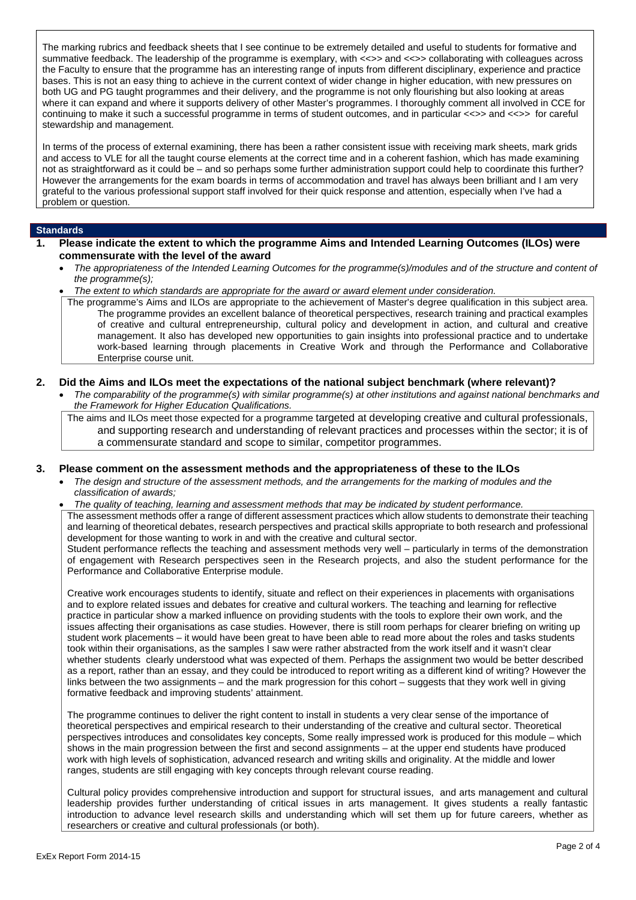The marking rubrics and feedback sheets that I see continue to be extremely detailed and useful to students for formative and summative feedback. The leadership of the programme is exemplary, with <<>> and <<>> collaborating with colleagues across the Faculty to ensure that the programme has an interesting range of inputs from different disciplinary, experience and practice bases. This is not an easy thing to achieve in the current context of wider change in higher education, with new pressures on both UG and PG taught programmes and their delivery, and the programme is not only flourishing but also looking at areas where it can expand and where it supports delivery of other Master's programmes. I thoroughly comment all involved in CCE for continuing to make it such a successful programme in terms of student outcomes, and in particular <<>> and <<>> for careful stewardship and management.

In terms of the process of external examining, there has been a rather consistent issue with receiving mark sheets, mark grids and access to VLE for all the taught course elements at the correct time and in a coherent fashion, which has made examining not as straightforward as it could be – and so perhaps some further administration support could help to coordinate this further? However the arrangements for the exam boards in terms of accommodation and travel has always been brilliant and I am very grateful to the various professional support staff involved for their quick response and attention, especially when I've had a problem or question.

## Standards

**1. Please indicate the extent to which the programme Aims and Intended Learning Outcomes (ILOs) were commensurate with the level of the award**

- *The appropriateness of the Intended Learning Outcomes for the programme(s)/modules and of the structure and content of the programme(s);*
- *The extent to which standards are appropriate for the award or award element under consideration.*

The programme's Aims and ILOs are appropriate to the achievement of Master's degree qualification in this subject area. The programme provides an excellent balance of theoretical perspectives, research training and practical examples of creative and cultural entrepreneurship, cultural policy and development in action, and cultural and creative management. It also has developed new opportunities to gain insights into professional practice and to undertake work-based learning through placements in Creative Work and through the Performance and Collaborative Enterprise course unit.

**2. Did the Aims and ILOs meet the expectations of the national subject benchmark (where relevant)?**

- *The comparability of the programme(s) with similar programme(s) at other institutions and against national benchmarks and the Framework for Higher Education Qualifications.*

The aims and ILOs meet those expected for a programme targeted at developing creative and cultural professionals, and supporting research and understanding of relevant practices and processes within the sector; it is of a commensurate standard and scope to similar, competitor programmes.

**3. Please comment on the assessment methods and the appropriateness of these to the ILOs**

- *The design and structure of the assessment methods, and the arrangements for the marking of modules and the classification of awards;*
- *The quality of teaching, learning and assessment methods that may be indicated by student performance.*

The assessment methods offer a range of different assessment practices which allow students to demonstrate their teaching and learning of theoretical debates, research perspectives and practical skills appropriate to both research and professional development for those wanting to work in and with the creative and cultural sector.

Student performance reflects the teaching and assessment methods very well – particularly in terms of the demonstration of engagement with Research perspectives seen in the Research projects, and also the student performance for the Performance and Collaborative Enterprise module.

Creative work encourages students to identify, situate and reflect on their experiences in placements with organisations and to explore related issues and debates for creative and cultural workers. The teaching and learning for reflective practice in particular show a marked influence on providing students with the tools to explore their own work, and the issues affecting their organisations as case studies. However, there is still room perhaps for clearer briefing on writing up student work placements – it would have been great to have been able to read more about the roles and tasks students took within their organisations, as the samples I saw were rather abstracted from the work itself and it wasn't clear whether students clearly understood what was expected of them. Perhaps the assignment two would be better described as a report, rather than an essay, and they could be introduced to report writing as a different kind of writing? However the links between the two assignments – and the mark progression for this cohort – suggests that they work well in giving formative feedback and improving students' attainment.

The programme continues to deliver the right content to install in students a very clear sense of the importance of theoretical perspectives and empirical research to their understanding of the creative and cultural sector. Theoretical perspectives introduces and consolidates key concepts, Some really impressed work is produced for this module – which shows in the main progression between the first and second assignments – at the upper end students have produced work with high levels of sophistication, advanced research and writing skills and originality. At the middle and lower ranges, students are still engaging with key concepts through relevant course reading.

Cultural policy provides comprehensive introduction and support for structural issues, and arts management and cultural leadership provides further understanding of critical issues in arts management. It gives students a really fantastic introduction to advance level research skills and understanding which will set them up for future careers, whether as researchers or creative and cultural professionals (or both).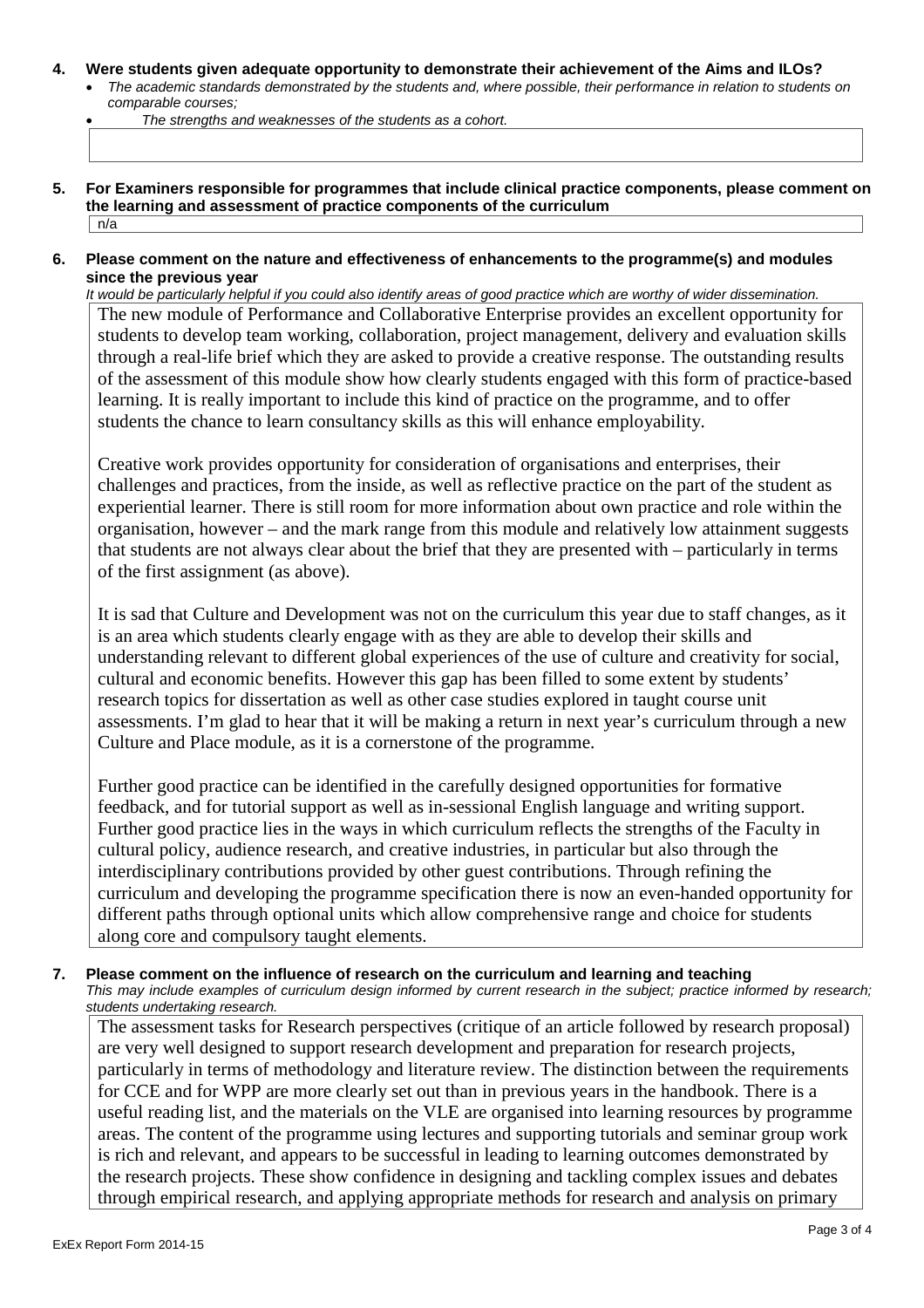**4. Were students given adequate opportunity to demonstrate their achievement of the Aims and ILOs?**

- *The academic standards demonstrated by the students and, where possible, their performance in relation to students on comparable courses;*
- *The strengths and weaknesses of the students as a cohort.*

**5. For Examiners responsible for programmes that include clinical practice components, please comment on the learning and assessment of practice components of the curriculum**

n/a

**6. Please comment on the nature and effectiveness of enhancements to the programme(s) and modules since the previous year**

*It would be particularly helpful if you could also identify areas of good practice which are worthy of wider dissemination.*

The new module of Performance and Collaborative Enterprise provides an excellent opportunity for students to develop team working, collaboration, project management, delivery and evaluation skills through a real-life brief which they are asked to provide a creative response. The outstanding results of the assessment of this module show how clearly students engaged with this form of practice-based learning. It is really important to include this kind of practice on the programme, and to offer students the chance to learn consultancy skills as this will enhance employability.

Creative work provides opportunity for consideration of organisations and enterprises, their challenges and practices, from the inside, as well as reflective practice on the part of the student as experiential learner. There is still room for more information about own practice and role within the organisation, however – and the mark range from this module and relatively low attainment suggests that students are not always clear about the brief that they are presented with – particularly in terms of the first assignment (as above).

It is sad that Culture and Development was not on the curriculum this year due to staff changes, as it is an area which students clearly engage with as they are able to develop their skills and understanding relevant to different global experiences of the use of culture and creativity for social, cultural and economic benefits. However this gap has been filled to some extent by students' research topics for dissertation as well as other case studies explored in taught course unit assessments. I'm glad to hear that it will be making a return in next year's curriculum through a new Culture and Place module, as it is a cornerstone of the programme.

Further good practice can be identified in the carefully designed opportunities for formative feedback, and for tutorial support as well as in-sessional English language and writing support. Further good practice lies in the ways in which curriculum reflects the strengths of the Faculty in cultural policy, audience research, and creative industries, in particular but also through the interdisciplinary contributions provided by other guest contributions. Through refining the curriculum and developing the programme specification there is now an even-handed opportunity for different paths through optional units which allow comprehensive range and choice for students along core and compulsory taught elements.

**7. Please comment on the influence of research on the curriculum and learning and teaching**

*This may include examples of curriculum design informed by current research in the subject; practice informed by research; students undertaking research.*

The assessment tasks for Research perspectives (critique of an article followed by research proposal) are very well designed to support research development and preparation for research projects, particularly in terms of methodology and literature review. The distinction between the requirements for CCE and for WPP are more clearly set out than in previous years in the handbook. There is a useful reading list, and the materials on the VLE are organised into learning resources by programme areas. The content of the programme using lectures and supporting tutorials and seminar group work is rich and relevant, and appears to be successful in leading to learning outcomes demonstrated by the research projects. These show confidence in designing and tackling complex issues and debates through empirical research, and applying appropriate methods for research and analysis on primary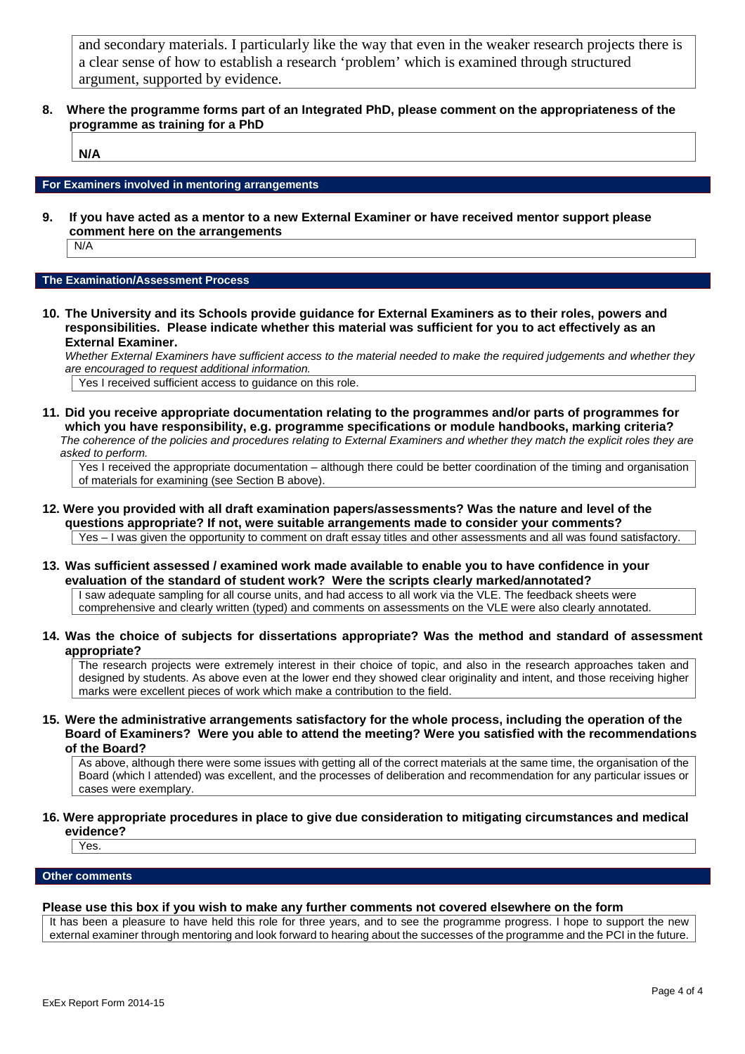and secondary materials. I particularly like the way that even in the weaker research projects there is a clear sense of how to establish a research 'problem' which is examined through structured argument, supported by evidence.

**8. Where the programme forms part of an Integrated PhD, please comment on the appropriateness of the programme as training for a PhD**

**N/A**

### For Examiners involved in mentoring arrangements

**9. If you have acted as a mentor to a new External Examiner or have received mentor support please comment here on the arrangements**

N/A

### The Examination/Assessment Process

**10. The University and its Schools provide guidance for External Examiners as to their roles, powers and responsibilities. Please indicate whether this material was sufficient for you to act effectively as an External Examiner.**

*Whether External Examiners have sufficient access to the material needed to make the required judgements and whether they are encouraged to request additional information.*

Yes I received sufficient access to guidance on this role.

**11. Did you receive appropriate documentation relating to the programmes and/or parts of programmes for which you have responsibility, e.g. programme specifications or module handbooks, marking criteria?**

*The coherence of the policies and procedures relating to External Examiners and whether they match the explicit roles they are asked to perform.*

Yes I received the appropriate documentation – although there could be better coordination of the timing and organisation of materials for examining (see Section B above).

**12. Were you provided with all draft examination papers/assessments? Was the nature and level of the questions appropriate? If not, were suitable arrangements made to consider your comments?**

Yes – I was given the opportunity to comment on draft essay titles and other assessments and all was found satisfactory.

**13. Was sufficient assessed / examined work made available to enable you to have confidence in your evaluation of the standard of student work? Were the scripts clearly marked/annotated?**

I saw adequate sampling for all course units, and had access to all work via the VLE. The feedback sheets were comprehensive and clearly written (typed) and comments on assessments on the VLE were also clearly annotated.

**14. Was the choice of subjects for dissertations appropriate? Was the method and standard of assessment appropriate?**

The research projects were extremely interest in their choice of topic, and also in the research approaches taken and designed by students. As above even at the lower end they showed clear originality and intent, and those receiving higher marks were excellent pieces of work which make a contribution to the field.

**15. Were the administrative arrangements satisfactory for the whole process, including the operation of the Board of Examiners? Were you able to attend the meeting? Were you satisfied with the recommendations of the Board?**

As above, although there were some issues with getting all of the correct materials at the same time, the organisation of the Board (which I attended) was excellent, and the processes of deliberation and recommendation for any particular issues or cases were exemplary.

**16. Were appropriate procedures in place to give due consideration to mitigating circumstances and medical evidence?**

Yes.

### Other comments

**Please use this box if you wish to make any further comments not covered elsewhere on the form**

It has been a pleasure to have held this role for three years, and to see the programme progress. I hope to support the new external examiner through mentoring and look forward to hearing about the successes of the programme and the PCI in the future.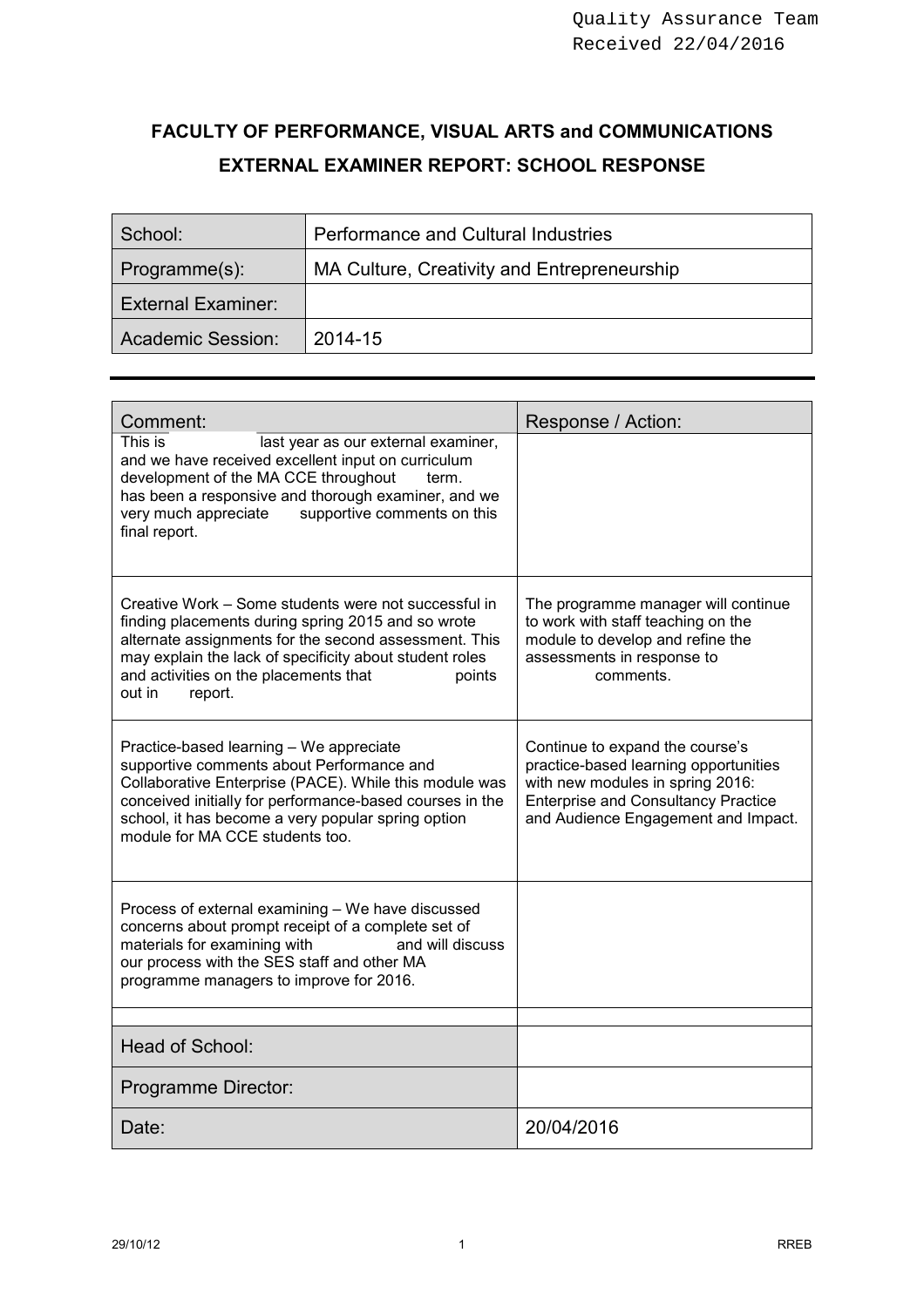Quality Assurance Team
Received 22/04/2016

**FACULTY OF PERFORMANCE, VISUAL ARTS and COMMUNICATIONS**

**EXTERNAL EXAMINER REPORT: SCHOOL RESPONSE**

| | |
|---|---|
| School: | Performance and Cultural Industries |
| Programme(s): | MA Culture, Creativity and Entrepreneurship |
| External Examiner: | |
| Academic Session: | 2014-15 |

| Comment: | Response / Action: |
|---|---|
| This is last year as our external examiner, and we have received excellent input on curriculum development of the MA CCE throughout term. has been a responsive and thorough examiner, and we very much appreciate supportive comments on this final report. | |
| Creative Work – Some students were not successful in finding placements during spring 2015 and so wrote alternate assignments for the second assessment. This may explain the lack of specificity about student roles and activities on the placements that points out in report. | The programme manager will continue to work with staff teaching on the module to develop and refine the assessments in response to comments. |
| Practice-based learning – We appreciate supportive comments about Performance and Collaborative Enterprise (PACE). While this module was conceived initially for performance-based courses in the school, it has become a very popular spring option module for MA CCE students too. | Continue to expand the course's practice-based learning opportunities with new modules in spring 2016: Enterprise and Consultancy Practice and Audience Engagement and Impact. |
| Process of external examining – We have discussed concerns about prompt receipt of a complete set of materials for examining with and will discuss our process with the SES staff and other MA programme managers to improve for 2016. | |
| | |
| Head of School: | |
| Programme Director: | |
| Date: | 20/04/2016 |